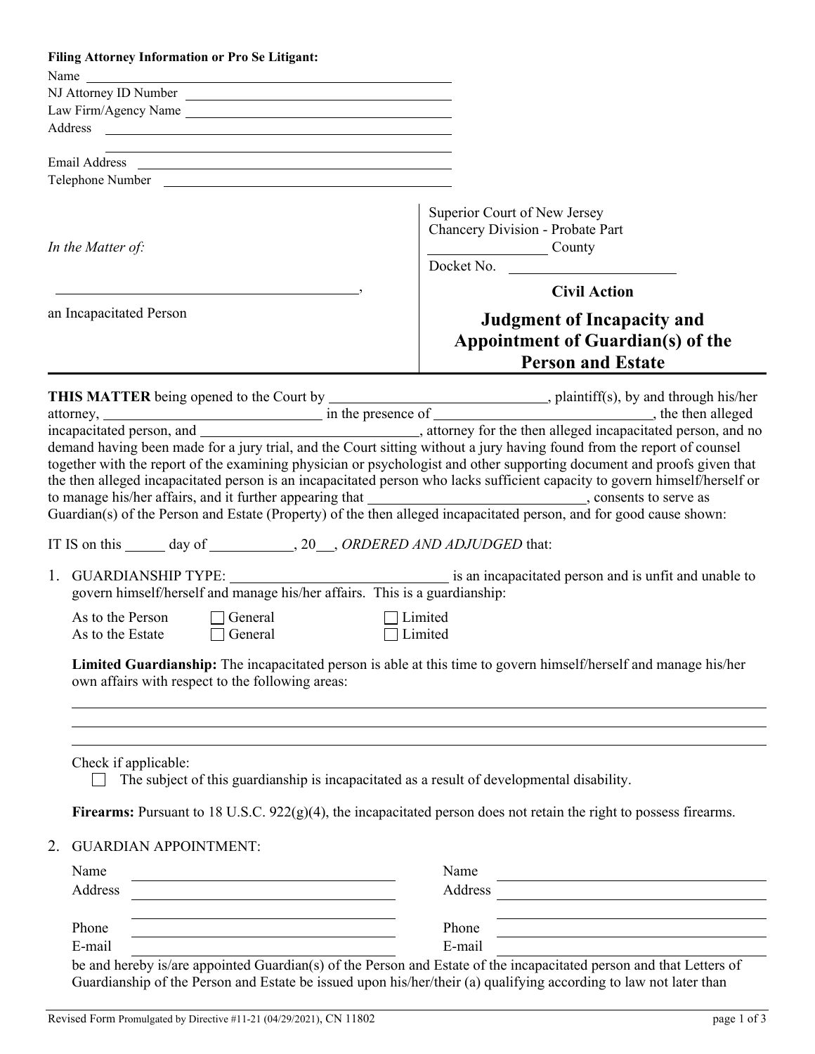**Filing Attorney Information or Pro Se Litigant:**

Name ______________________________

NJ Attorney ID Number ______________________________

Law Firm/Agency Name ______________________________

Address ______________________________

______________________________

Email Address ______________________________

Telephone Number ______________________________

| | |
|---|---|
| *In the Matter of:* <br><br> ______________________________, <br> an Incapacitated Person | Superior Court of New Jersey <br> Chancery Division - Probate Part <br> ______________ County <br> Docket No. ______________ <br><br> **Civil Action** <br><br> **Judgment of Incapacity and Appointment of Guardian(s) of the Person and Estate** |

**THIS MATTER** being opened to the Court by ______________________________, plaintiff(s), by and through his/her attorney, ______________________ in the presence of ______________________________, the then alleged incapacitated person, and ______________________________, attorney for the then alleged incapacitated person, and no demand having been made for a jury trial, and the Court sitting without a jury having found from the report of counsel together with the report of the examining physician or psychologist and other supporting document and proofs given that the then alleged incapacitated person is an incapacitated person who lacks sufficient capacity to govern himself/herself or to manage his/her affairs, and it further appearing that ______________________________, consents to serve as Guardian(s) of the Person and Estate (Property) of the then alleged incapacitated person, and for good cause shown:

IT IS on this _____ day of __________, 20___, *ORDERED AND ADJUDGED* that:

1. GUARDIANSHIP TYPE: ______________________________ is an incapacitated person and is unfit and unable to govern himself/herself and manage his/her affairs. This is a guardianship:

   As to the Person ☐ General ☐ Limited
   
   As to the Estate ☐ General ☐ Limited

   **Limited Guardianship:** The incapacitated person is able at this time to govern himself/herself and manage his/her own affairs with respect to the following areas:

   ______________________________________________________________

   ______________________________________________________________

   ______________________________________________________________

   Check if applicable:
   
   ☐ The subject of this guardianship is incapacitated as a result of developmental disability.

   **Firearms:** Pursuant to 18 U.S.C. 922(g)(4), the incapacitated person does not retain the right to possess firearms.

2. GUARDIAN APPOINTMENT:

   | | |
   |---|---|
   | Name ______________________ | Name ______________________ |
   | Address ______________________ <br> ______________________ | Address ______________________ <br> ______________________ |
   | Phone ______________________ | Phone ______________________ |
   | E-mail ______________________ | E-mail ______________________ |

   be and hereby is/are appointed Guardian(s) of the Person and Estate of the incapacitated person and that Letters of Guardianship of the Person and Estate be issued upon his/her/their (a) qualifying according to law not later than

Revised Form Promulgated by Directive #11-21 (04/29/2021), CN 11802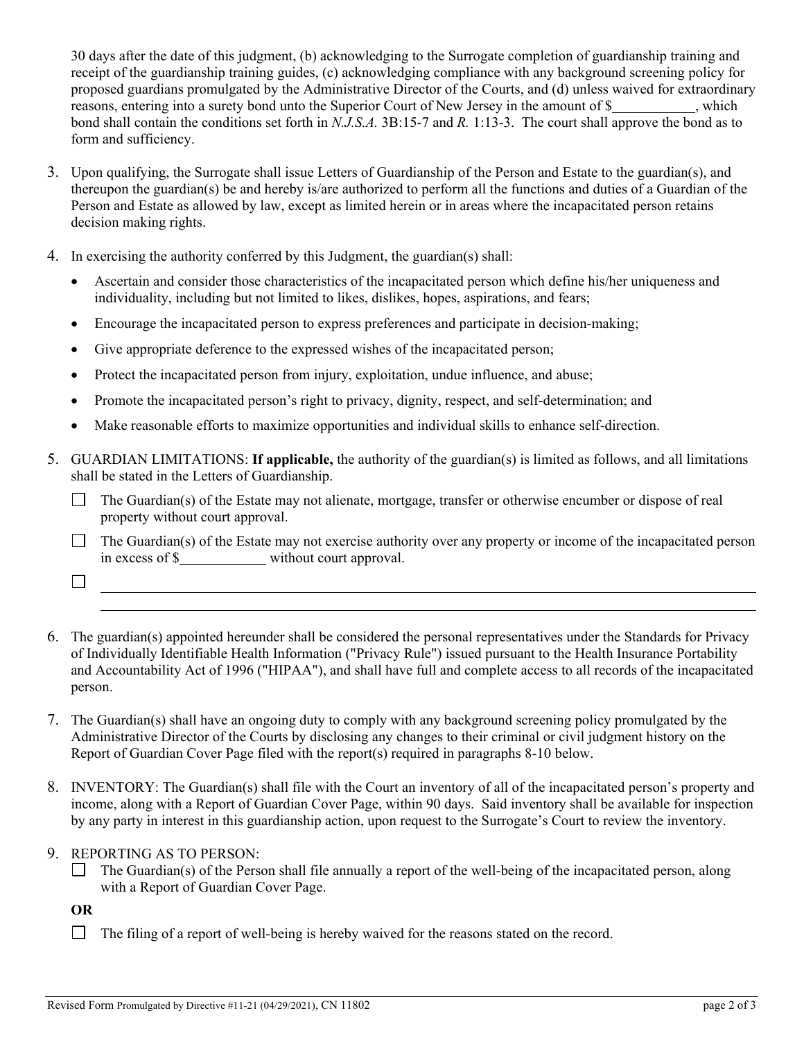30 days after the date of this judgment, (b) acknowledging to the Surrogate completion of guardianship training and receipt of the guardianship training guides, (c) acknowledging compliance with any background screening policy for proposed guardians promulgated by the Administrative Director of the Courts, and (d) unless waived for extraordinary reasons, entering into a surety bond unto the Superior Court of New Jersey in the amount of $\_\_\_\_\_\_\_\_\_\_\_\_, which bond shall contain the conditions set forth in *N.J.S.A.* 3B:15-7 and *R.* 1:13-3. The court shall approve the bond as to form and sufficiency.

3. Upon qualifying, the Surrogate shall issue Letters of Guardianship of the Person and Estate to the guardian(s), and thereupon the guardian(s) be and hereby is/are authorized to perform all the functions and duties of a Guardian of the Person and Estate as allowed by law, except as limited herein or in areas where the incapacitated person retains decision making rights.

4. In exercising the authority conferred by this Judgment, the guardian(s) shall:
   - Ascertain and consider those characteristics of the incapacitated person which define his/her uniqueness and individuality, including but not limited to likes, dislikes, hopes, aspirations, and fears;
   - Encourage the incapacitated person to express preferences and participate in decision-making;
   - Give appropriate deference to the expressed wishes of the incapacitated person;
   - Protect the incapacitated person from injury, exploitation, undue influence, and abuse;
   - Promote the incapacitated person's right to privacy, dignity, respect, and self-determination; and
   - Make reasonable efforts to maximize opportunities and individual skills to enhance self-direction.

5. GUARDIAN LIMITATIONS: **If applicable,** the authority of the guardian(s) is limited as follows, and all limitations shall be stated in the Letters of Guardianship.

   ☐ The Guardian(s) of the Estate may not alienate, mortgage, transfer or otherwise encumber or dispose of real property without court approval.

   ☐ The Guardian(s) of the Estate may not exercise authority over any property or income of the incapacitated person in excess of $\_\_\_\_\_\_\_\_\_\_\_\_ without court approval.

   ☐ \_\_\_\_\_\_\_\_\_\_\_\_\_\_\_\_\_\_\_\_\_\_\_\_\_\_\_\_\_\_\_\_\_\_\_\_\_\_\_\_\_\_\_\_\_\_\_\_\_\_\_\_\_\_\_\_\_\_\_\_\_\_\_\_
   \_\_\_\_\_\_\_\_\_\_\_\_\_\_\_\_\_\_\_\_\_\_\_\_\_\_\_\_\_\_\_\_\_\_\_\_\_\_\_\_\_\_\_\_\_\_\_\_\_\_\_\_\_\_\_\_\_\_\_\_\_\_\_\_

6. The guardian(s) appointed hereunder shall be considered the personal representatives under the Standards for Privacy of Individually Identifiable Health Information ("Privacy Rule") issued pursuant to the Health Insurance Portability and Accountability Act of 1996 ("HIPAA"), and shall have full and complete access to all records of the incapacitated person.

7. The Guardian(s) shall have an ongoing duty to comply with any background screening policy promulgated by the Administrative Director of the Courts by disclosing any changes to their criminal or civil judgment history on the Report of Guardian Cover Page filed with the report(s) required in paragraphs 8-10 below.

8. INVENTORY: The Guardian(s) shall file with the Court an inventory of all of the incapacitated person's property and income, along with a Report of Guardian Cover Page, within 90 days. Said inventory shall be available for inspection by any party in interest in this guardianship action, upon request to the Surrogate's Court to review the inventory.

9. REPORTING AS TO PERSON:

   ☐ The Guardian(s) of the Person shall file annually a report of the well-being of the incapacitated person, along with a Report of Guardian Cover Page.

   **OR**

   ☐ The filing of a report of well-being is hereby waived for the reasons stated on the record.

Revised Form Promulgated by Directive #11-21 (04/29/2021), CN 11802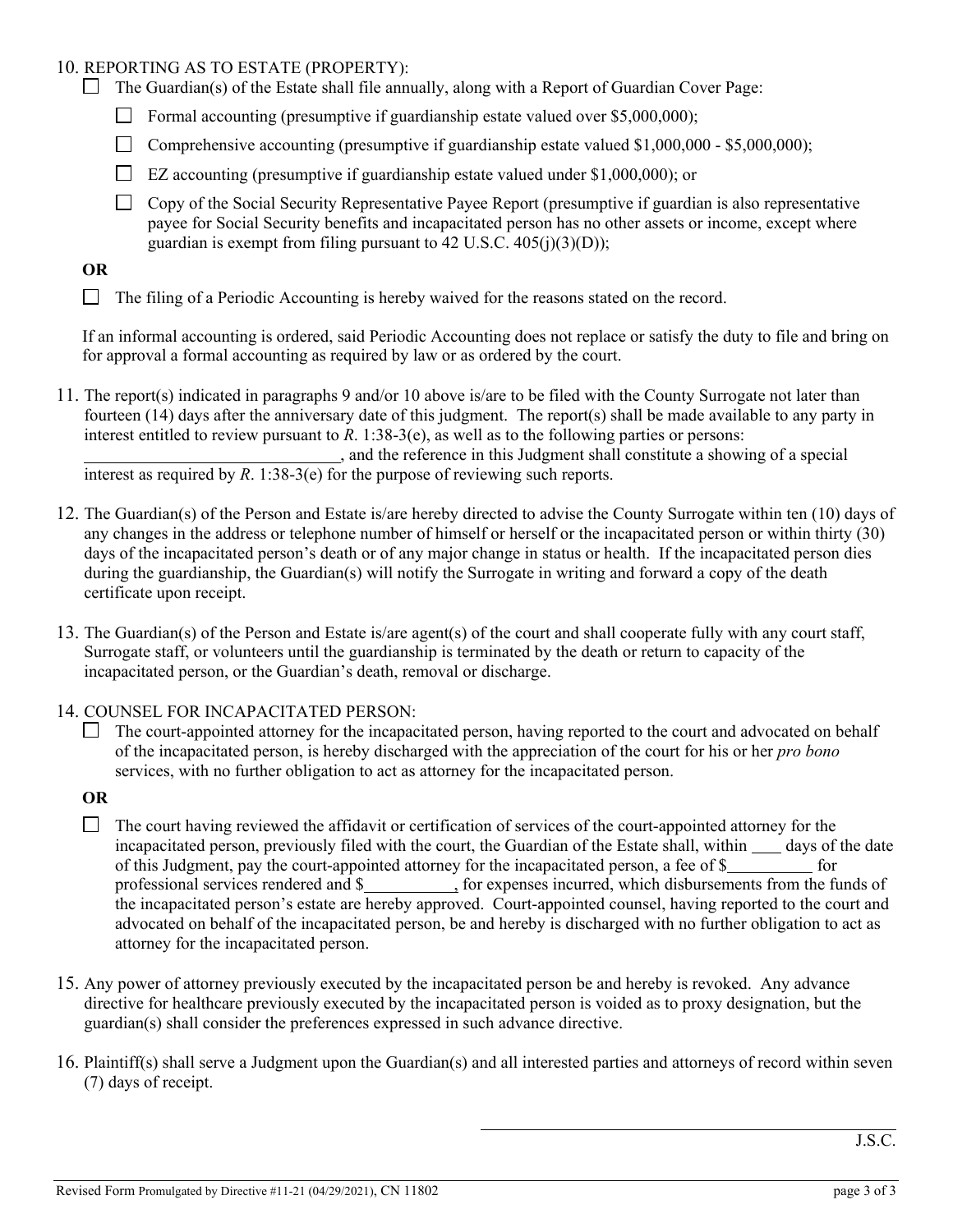10. REPORTING AS TO ESTATE (PROPERTY):

   ☐ The Guardian(s) of the Estate shall file annually, along with a Report of Guardian Cover Page:

   - ☐ Formal accounting (presumptive if guardianship estate valued over $5,000,000);
   - ☐ Comprehensive accounting (presumptive if guardianship estate valued $1,000,000 - $5,000,000);
   - ☐ EZ accounting (presumptive if guardianship estate valued under $1,000,000); or
   - ☐ Copy of the Social Security Representative Payee Report (presumptive if guardian is also representative payee for Social Security benefits and incapacitated person has no other assets or income, except where guardian is exempt from filing pursuant to 42 U.S.C. 405(j)(3)(D));

   **OR**

   ☐ The filing of a Periodic Accounting is hereby waived for the reasons stated on the record.

   If an informal accounting is ordered, said Periodic Accounting does not replace or satisfy the duty to file and bring on for approval a formal accounting as required by law or as ordered by the court.

11. The report(s) indicated in paragraphs 9 and/or 10 above is/are to be filed with the County Surrogate not later than fourteen (14) days after the anniversary date of this judgment. The report(s) shall be made available to any party in interest entitled to review pursuant to *R*. 1:38-3(e), as well as to the following parties or persons: ______________________________, and the reference in this Judgment shall constitute a showing of a special interest as required by *R*. 1:38-3(e) for the purpose of reviewing such reports.

12. The Guardian(s) of the Person and Estate is/are hereby directed to advise the County Surrogate within ten (10) days of any changes in the address or telephone number of himself or herself or the incapacitated person or within thirty (30) days of the incapacitated person's death or of any major change in status or health. If the incapacitated person dies during the guardianship, the Guardian(s) will notify the Surrogate in writing and forward a copy of the death certificate upon receipt.

13. The Guardian(s) of the Person and Estate is/are agent(s) of the court and shall cooperate fully with any court staff, Surrogate staff, or volunteers until the guardianship is terminated by the death or return to capacity of the incapacitated person, or the Guardian's death, removal or discharge.

14. COUNSEL FOR INCAPACITATED PERSON:

   ☐ The court-appointed attorney for the incapacitated person, having reported to the court and advocated on behalf of the incapacitated person, is hereby discharged with the appreciation of the court for his or her *pro bono* services, with no further obligation to act as attorney for the incapacitated person.

   **OR**

   ☐ The court having reviewed the affidavit or certification of services of the court-appointed attorney for the incapacitated person, previously filed with the court, the Guardian of the Estate shall, within ____ days of the date of this Judgment, pay the court-appointed attorney for the incapacitated person, a fee of $__________ for professional services rendered and $__________, for expenses incurred, which disbursements from the funds of the incapacitated person's estate are hereby approved. Court-appointed counsel, having reported to the court and advocated on behalf of the incapacitated person, be and hereby is discharged with no further obligation to act as attorney for the incapacitated person.

15. Any power of attorney previously executed by the incapacitated person be and hereby is revoked. Any advance directive for healthcare previously executed by the incapacitated person is voided as to proxy designation, but the guardian(s) shall consider the preferences expressed in such advance directive.

16. Plaintiff(s) shall serve a Judgment upon the Guardian(s) and all interested parties and attorneys of record within seven (7) days of receipt.

______________________________
J.S.C.

Revised Form Promulgated by Directive #11-21 (04/29/2021), CN 11802